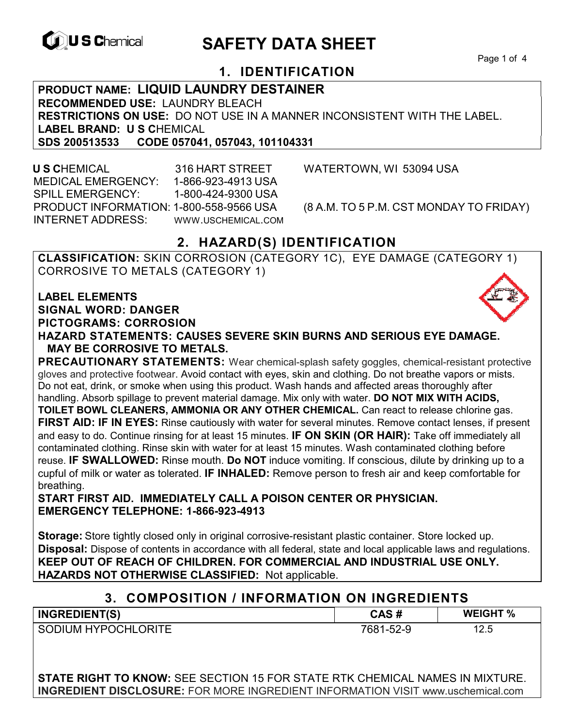# SAFETY DATA SHEET

## 1. IDENTIFICATION

**PRODUCT NAME: LIQUID LAUNDRY DESTAINER**
**RECOMMENDED USE:** LAUNDRY BLEACH
**RESTRICTIONS ON USE:** DO NOT USE IN A MANNER INCONSISTENT WITH THE LABEL.
**LABEL BRAND: U S C**HEMICAL
**SDS 200513533 CODE 057041, 057043, 101104331**

**U S C**HEMICAL 316 HART STREET WATERTOWN, WI 53094 USA
MEDICAL EMERGENCY: 1-866-923-4913 USA
SPILL EMERGENCY: 1-800-424-9300 USA
PRODUCT INFORMATION: 1-800-558-9566 USA (8 A.M. TO 5 P.M. CST MONDAY TO FRIDAY)
INTERNET ADDRESS: WWW.USCHEMICAL.COM

## 2. HAZARD(S) IDENTIFICATION

**CLASSIFICATION:** SKIN CORROSION (CATEGORY 1C), EYE DAMAGE (CATEGORY 1) CORROSIVE TO METALS (CATEGORY 1)

**LABEL ELEMENTS**
**SIGNAL WORD: DANGER**
**PICTOGRAMS: CORROSION**
**HAZARD STATEMENTS: CAUSES SEVERE SKIN BURNS AND SERIOUS EYE DAMAGE. MAY BE CORROSIVE TO METALS.**

**PRECAUTIONARY STATEMENTS:** Wear chemical-splash safety goggles, chemical-resistant protective gloves and protective footwear. Avoid contact with eyes, skin and clothing. Do not breathe vapors or mists. Do not eat, drink, or smoke when using this product. Wash hands and affected areas thoroughly after handling. Absorb spillage to prevent material damage. Mix only with water. **DO NOT MIX WITH ACIDS, TOILET BOWL CLEANERS, AMMONIA OR ANY OTHER CHEMICAL.** Can react to release chlorine gas.
**FIRST AID: IF IN EYES:** Rinse cautiously with water for several minutes. Remove contact lenses, if present and easy to do. Continue rinsing for at least 15 minutes. **IF ON SKIN (OR HAIR):** Take off immediately all contaminated clothing. Rinse skin with water for at least 15 minutes. Wash contaminated clothing before reuse. **IF SWALLOWED:** Rinse mouth. **Do NOT** induce vomiting. If conscious, dilute by drinking up to a cupful of milk or water as tolerated. **IF INHALED:** Remove person to fresh air and keep comfortable for breathing.
**START FIRST AID. IMMEDIATELY CALL A POISON CENTER OR PHYSICIAN.**
**EMERGENCY TELEPHONE: 1-866-923-4913**

**Storage:** Store tightly closed only in original corrosive-resistant plastic container. Store locked up.
**Disposal:** Dispose of contents in accordance with all federal, state and local applicable laws and regulations.
**KEEP OUT OF REACH OF CHILDREN. FOR COMMERCIAL AND INDUSTRIAL USE ONLY.**
**HAZARDS NOT OTHERWISE CLASSIFIED:** Not applicable.

## 3. COMPOSITION / INFORMATION ON INGREDIENTS

| INGREDIENT(S) | CAS # | WEIGHT % |
|---|---|---|
| SODIUM HYPOCHLORITE | 7681-52-9 | 12.5 |

**STATE RIGHT TO KNOW:** SEE SECTION 15 FOR STATE RTK CHEMICAL NAMES IN MIXTURE.
**INGREDIENT DISCLOSURE:** FOR MORE INGREDIENT INFORMATION VISIT www.uschemical.com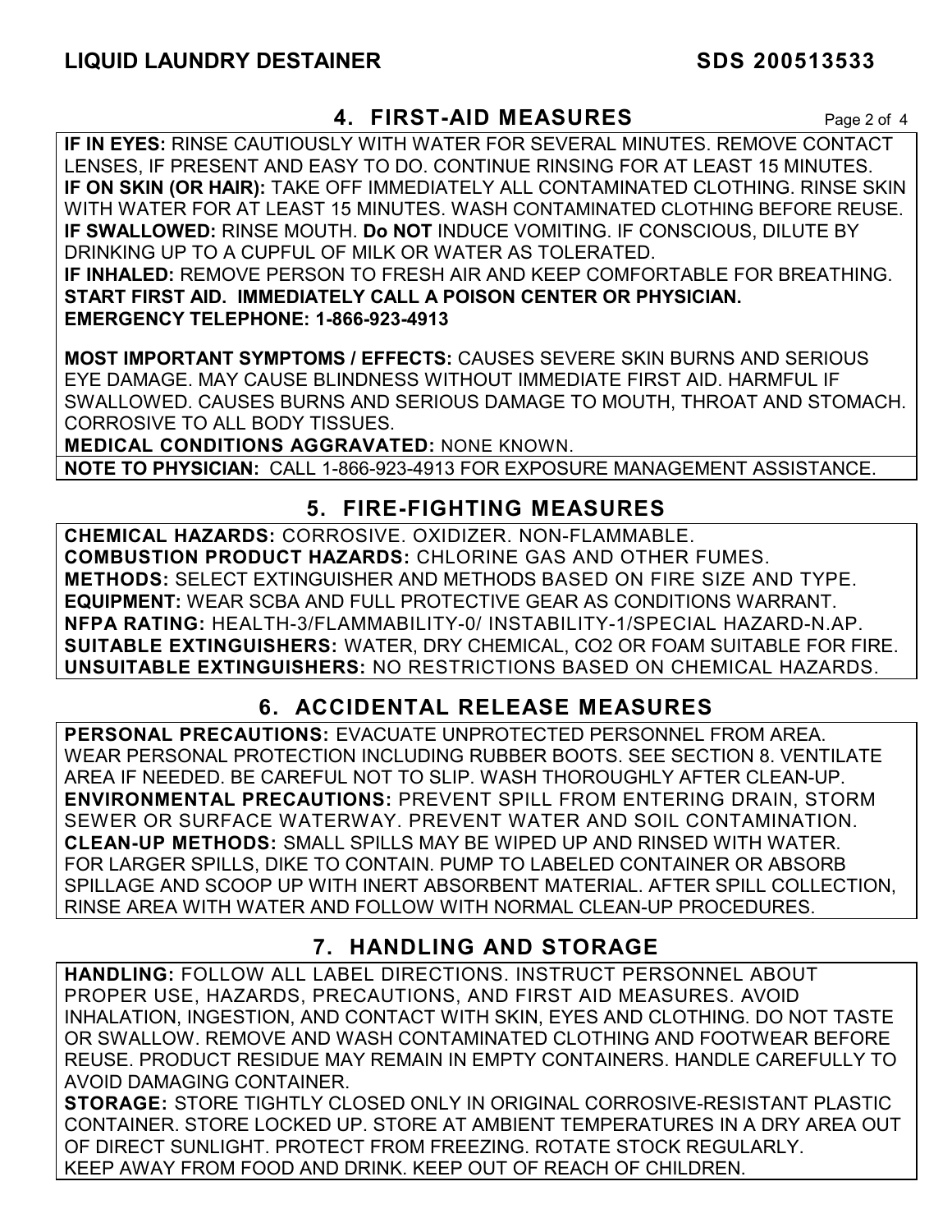## 4. FIRST-AID MEASURES

**IF IN EYES:** RINSE CAUTIOUSLY WITH WATER FOR SEVERAL MINUTES. REMOVE CONTACT LENSES, IF PRESENT AND EASY TO DO. CONTINUE RINSING FOR AT LEAST 15 MINUTES.
**IF ON SKIN (OR HAIR):** TAKE OFF IMMEDIATELY ALL CONTAMINATED CLOTHING. RINSE SKIN WITH WATER FOR AT LEAST 15 MINUTES. WASH CONTAMINATED CLOTHING BEFORE REUSE.
**IF SWALLOWED:** RINSE MOUTH. **Do NOT** INDUCE VOMITING. IF CONSCIOUS, DILUTE BY DRINKING UP TO A CUPFUL OF MILK OR WATER AS TOLERATED.
**IF INHALED:** REMOVE PERSON TO FRESH AIR AND KEEP COMFORTABLE FOR BREATHING.
**START FIRST AID. IMMEDIATELY CALL A POISON CENTER OR PHYSICIAN.**
**EMERGENCY TELEPHONE: 1-866-923-4913**

**MOST IMPORTANT SYMPTOMS / EFFECTS:** CAUSES SEVERE SKIN BURNS AND SERIOUS EYE DAMAGE. MAY CAUSE BLINDNESS WITHOUT IMMEDIATE FIRST AID. HARMFUL IF SWALLOWED. CAUSES BURNS AND SERIOUS DAMAGE TO MOUTH, THROAT AND STOMACH. CORROSIVE TO ALL BODY TISSUES.
**MEDICAL CONDITIONS AGGRAVATED:** NONE KNOWN.

**NOTE TO PHYSICIAN:** CALL 1-866-923-4913 FOR EXPOSURE MANAGEMENT ASSISTANCE.

## 5. FIRE-FIGHTING MEASURES

**CHEMICAL HAZARDS:** CORROSIVE. OXIDIZER. NON-FLAMMABLE.
**COMBUSTION PRODUCT HAZARDS:** CHLORINE GAS AND OTHER FUMES.
**METHODS:** SELECT EXTINGUISHER AND METHODS BASED ON FIRE SIZE AND TYPE.
**EQUIPMENT:** WEAR SCBA AND FULL PROTECTIVE GEAR AS CONDITIONS WARRANT.
**NFPA RATING:** HEALTH-3/FLAMMABILITY-0/ INSTABILITY-1/SPECIAL HAZARD-N.AP.
**SUITABLE EXTINGUISHERS:** WATER, DRY CHEMICAL, CO2 OR FOAM SUITABLE FOR FIRE.
**UNSUITABLE EXTINGUISHERS:** NO RESTRICTIONS BASED ON CHEMICAL HAZARDS.

## 6. ACCIDENTAL RELEASE MEASURES

**PERSONAL PRECAUTIONS:** EVACUATE UNPROTECTED PERSONNEL FROM AREA. WEAR PERSONAL PROTECTION INCLUDING RUBBER BOOTS. SEE SECTION 8. VENTILATE AREA IF NEEDED. BE CAREFUL NOT TO SLIP. WASH THOROUGHLY AFTER CLEAN-UP.
**ENVIRONMENTAL PRECAUTIONS:** PREVENT SPILL FROM ENTERING DRAIN, STORM SEWER OR SURFACE WATERWAY. PREVENT WATER AND SOIL CONTAMINATION.
**CLEAN-UP METHODS:** SMALL SPILLS MAY BE WIPED UP AND RINSED WITH WATER. FOR LARGER SPILLS, DIKE TO CONTAIN. PUMP TO LABELED CONTAINER OR ABSORB SPILLAGE AND SCOOP UP WITH INERT ABSORBENT MATERIAL. AFTER SPILL COLLECTION, RINSE AREA WITH WATER AND FOLLOW WITH NORMAL CLEAN-UP PROCEDURES.

## 7. HANDLING AND STORAGE

**HANDLING:** FOLLOW ALL LABEL DIRECTIONS. INSTRUCT PERSONNEL ABOUT PROPER USE, HAZARDS, PRECAUTIONS, AND FIRST AID MEASURES. AVOID INHALATION, INGESTION, AND CONTACT WITH SKIN, EYES AND CLOTHING. DO NOT TASTE OR SWALLOW. REMOVE AND WASH CONTAMINATED CLOTHING AND FOOTWEAR BEFORE REUSE. PRODUCT RESIDUE MAY REMAIN IN EMPTY CONTAINERS. HANDLE CAREFULLY TO AVOID DAMAGING CONTAINER.
**STORAGE:** STORE TIGHTLY CLOSED ONLY IN ORIGINAL CORROSIVE-RESISTANT PLASTIC CONTAINER. STORE LOCKED UP. STORE AT AMBIENT TEMPERATURES IN A DRY AREA OUT OF DIRECT SUNLIGHT. PROTECT FROM FREEZING. ROTATE STOCK REGULARLY. KEEP AWAY FROM FOOD AND DRINK. KEEP OUT OF REACH OF CHILDREN.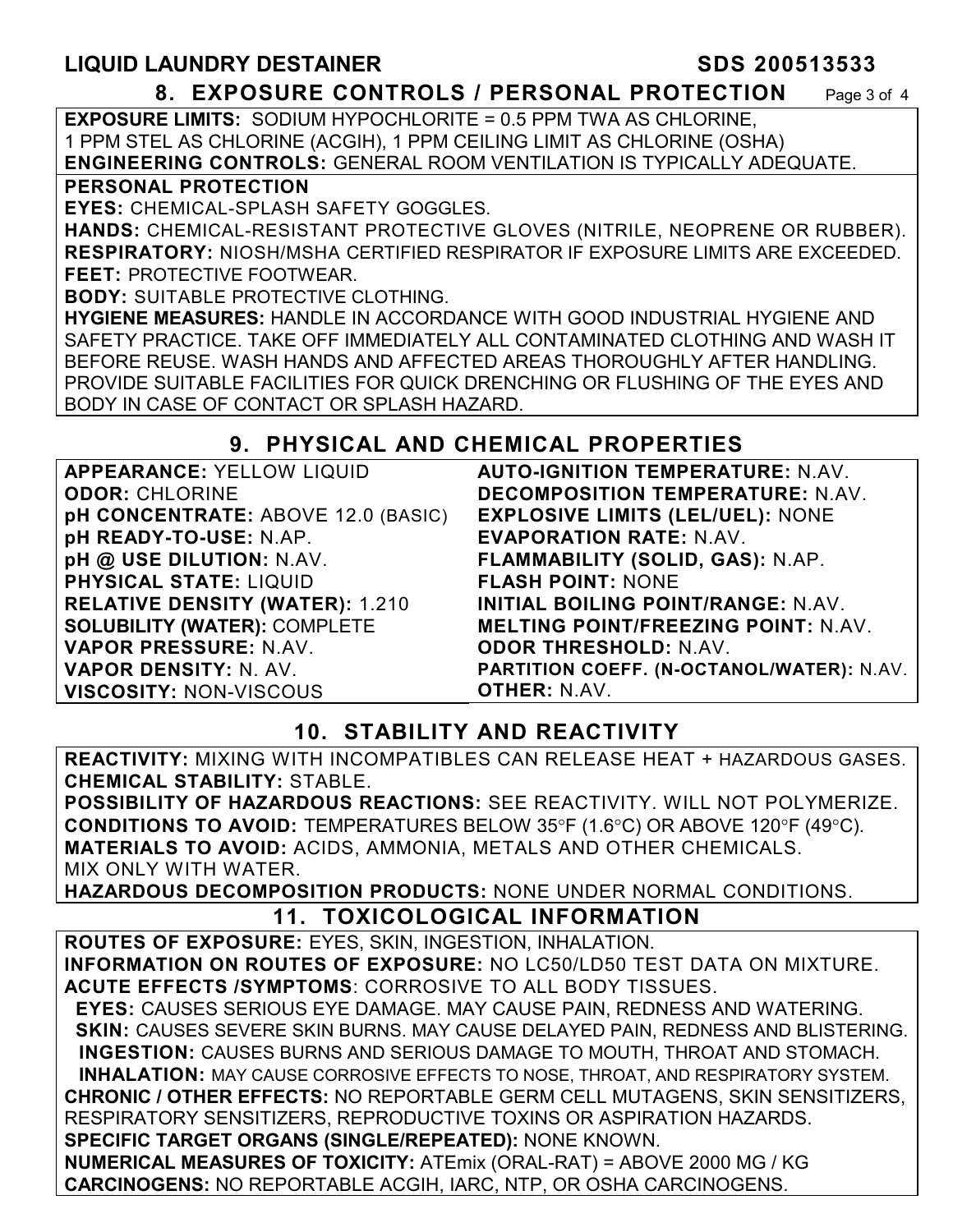## 8. EXPOSURE CONTROLS / PERSONAL PROTECTION

**EXPOSURE LIMITS:** SODIUM HYPOCHLORITE = 0.5 PPM TWA AS CHLORINE, 1 PPM STEL AS CHLORINE (ACGIH), 1 PPM CEILING LIMIT AS CHLORINE (OSHA)
**ENGINEERING CONTROLS:** GENERAL ROOM VENTILATION IS TYPICALLY ADEQUATE.

**PERSONAL PROTECTION**
**EYES:** CHEMICAL-SPLASH SAFETY GOGGLES.
**HANDS:** CHEMICAL-RESISTANT PROTECTIVE GLOVES (NITRILE, NEOPRENE OR RUBBER).
**RESPIRATORY:** NIOSH/MSHA CERTIFIED RESPIRATOR IF EXPOSURE LIMITS ARE EXCEEDED.
**FEET:** PROTECTIVE FOOTWEAR.
**BODY:** SUITABLE PROTECTIVE CLOTHING.
**HYGIENE MEASURES:** HANDLE IN ACCORDANCE WITH GOOD INDUSTRIAL HYGIENE AND SAFETY PRACTICE. TAKE OFF IMMEDIATELY ALL CONTAMINATED CLOTHING AND WASH IT BEFORE REUSE. WASH HANDS AND AFFECTED AREAS THOROUGHLY AFTER HANDLING. PROVIDE SUITABLE FACILITIES FOR QUICK DRENCHING OR FLUSHING OF THE EYES AND BODY IN CASE OF CONTACT OR SPLASH HAZARD.

## 9. PHYSICAL AND CHEMICAL PROPERTIES

**APPEARANCE:** YELLOW LIQUID
**ODOR:** CHLORINE
**pH CONCENTRATE:** ABOVE 12.0 (BASIC)
**pH READY-TO-USE:** N.AP.
**pH @ USE DILUTION:** N.AV.
**PHYSICAL STATE:** LIQUID
**RELATIVE DENSITY (WATER):** 1.210
**SOLUBILITY (WATER):** COMPLETE
**VAPOR PRESSURE:** N.AV.
**VAPOR DENSITY:** N. AV.
**VISCOSITY:** NON-VISCOUS
**AUTO-IGNITION TEMPERATURE:** N.AV.
**DECOMPOSITION TEMPERATURE:** N.AV.
**EXPLOSIVE LIMITS (LEL/UEL):** NONE
**EVAPORATION RATE:** N.AV.
**FLAMMABILITY (SOLID, GAS):** N.AP.
**FLASH POINT:** NONE
**INITIAL BOILING POINT/RANGE:** N.AV.
**MELTING POINT/FREEZING POINT:** N.AV.
**ODOR THRESHOLD:** N.AV.
**PARTITION COEFF. (N-OCTANOL/WATER):** N.AV.
**OTHER:** N.AV.

## 10. STABILITY AND REACTIVITY

**REACTIVITY:** MIXING WITH INCOMPATIBLES CAN RELEASE HEAT + HAZARDOUS GASES.
**CHEMICAL STABILITY:** STABLE.
**POSSIBILITY OF HAZARDOUS REACTIONS:** SEE REACTIVITY. WILL NOT POLYMERIZE.
**CONDITIONS TO AVOID:** TEMPERATURES BELOW 35°F (1.6°C) OR ABOVE 120°F (49°C).
**MATERIALS TO AVOID:** ACIDS, AMMONIA, METALS AND OTHER CHEMICALS. MIX ONLY WITH WATER.
**HAZARDOUS DECOMPOSITION PRODUCTS:** NONE UNDER NORMAL CONDITIONS.

## 11. TOXICOLOGICAL INFORMATION

**ROUTES OF EXPOSURE:** EYES, SKIN, INGESTION, INHALATION.
**INFORMATION ON ROUTES OF EXPOSURE:** NO LC50/LD50 TEST DATA ON MIXTURE.
**ACUTE EFFECTS /SYMPTOMS**: CORROSIVE TO ALL BODY TISSUES.
**EYES:** CAUSES SERIOUS EYE DAMAGE. MAY CAUSE PAIN, REDNESS AND WATERING.
**SKIN:** CAUSES SEVERE SKIN BURNS. MAY CAUSE DELAYED PAIN, REDNESS AND BLISTERING.
**INGESTION:** CAUSES BURNS AND SERIOUS DAMAGE TO MOUTH, THROAT AND STOMACH.
**INHALATION:** MAY CAUSE CORROSIVE EFFECTS TO NOSE, THROAT, AND RESPIRATORY SYSTEM.
**CHRONIC / OTHER EFFECTS:** NO REPORTABLE GERM CELL MUTAGENS, SKIN SENSITIZERS, RESPIRATORY SENSITIZERS, REPRODUCTIVE TOXINS OR ASPIRATION HAZARDS.
**SPECIFIC TARGET ORGANS (SINGLE/REPEATED):** NONE KNOWN.
**NUMERICAL MEASURES OF TOXICITY:** ATEmix (ORAL-RAT) = ABOVE 2000 MG / KG
**CARCINOGENS:** NO REPORTABLE ACGIH, IARC, NTP, OR OSHA CARCINOGENS.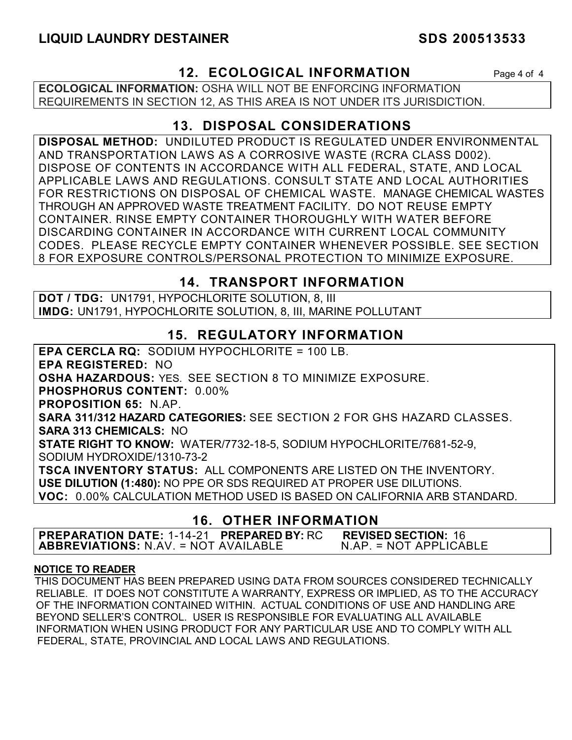## 12. ECOLOGICAL INFORMATION

**ECOLOGICAL INFORMATION:** OSHA WILL NOT BE ENFORCING INFORMATION REQUIREMENTS IN SECTION 12, AS THIS AREA IS NOT UNDER ITS JURISDICTION.

## 13. DISPOSAL CONSIDERATIONS

**DISPOSAL METHOD:** UNDILUTED PRODUCT IS REGULATED UNDER ENVIRONMENTAL AND TRANSPORTATION LAWS AS A CORROSIVE WASTE (RCRA CLASS D002). DISPOSE OF CONTENTS IN ACCORDANCE WITH ALL FEDERAL, STATE, AND LOCAL APPLICABLE LAWS AND REGULATIONS. CONSULT STATE AND LOCAL AUTHORITIES FOR RESTRICTIONS ON DISPOSAL OF CHEMICAL WASTE. MANAGE CHEMICAL WASTES THROUGH AN APPROVED WASTE TREATMENT FACILITY. DO NOT REUSE EMPTY CONTAINER. RINSE EMPTY CONTAINER THOROUGHLY WITH WATER BEFORE DISCARDING CONTAINER IN ACCORDANCE WITH CURRENT LOCAL COMMUNITY CODES. PLEASE RECYCLE EMPTY CONTAINER WHENEVER POSSIBLE. SEE SECTION 8 FOR EXPOSURE CONTROLS/PERSONAL PROTECTION TO MINIMIZE EXPOSURE.

## 14. TRANSPORT INFORMATION

**DOT / TDG:** UN1791, HYPOCHLORITE SOLUTION, 8, III
**IMDG:** UN1791, HYPOCHLORITE SOLUTION, 8, III, MARINE POLLUTANT

## 15. REGULATORY INFORMATION

**EPA CERCLA RQ:** SODIUM HYPOCHLORITE = 100 LB.
**EPA REGISTERED:** NO
**OSHA HAZARDOUS:** YES. SEE SECTION 8 TO MINIMIZE EXPOSURE.
**PHOSPHORUS CONTENT:** 0.00%
**PROPOSITION 65:** N.AP.
**SARA 311/312 HAZARD CATEGORIES:** SEE SECTION 2 FOR GHS HAZARD CLASSES.
**SARA 313 CHEMICALS:** NO
**STATE RIGHT TO KNOW:** WATER/7732-18-5, SODIUM HYPOCHLORITE/7681-52-9, SODIUM HYDROXIDE/1310-73-2
**TSCA INVENTORY STATUS:** ALL COMPONENTS ARE LISTED ON THE INVENTORY.
**USE DILUTION (1:480):** NO PPE OR SDS REQUIRED AT PROPER USE DILUTIONS.
**VOC:** 0.00% CALCULATION METHOD USED IS BASED ON CALIFORNIA ARB STANDARD.

## 16. OTHER INFORMATION

**PREPARATION DATE:** 1-14-21 **PREPARED BY:** RC **REVISED SECTION:** 16
**ABBREVIATIONS:** N.AV. = NOT AVAILABLE N.AP. = NOT APPLICABLE

**NOTICE TO READER**

THIS DOCUMENT HAS BEEN PREPARED USING DATA FROM SOURCES CONSIDERED TECHNICALLY RELIABLE. IT DOES NOT CONSTITUTE A WARRANTY, EXPRESS OR IMPLIED, AS TO THE ACCURACY OF THE INFORMATION CONTAINED WITHIN. ACTUAL CONDITIONS OF USE AND HANDLING ARE BEYOND SELLER'S CONTROL. USER IS RESPONSIBLE FOR EVALUATING ALL AVAILABLE INFORMATION WHEN USING PRODUCT FOR ANY PARTICULAR USE AND TO COMPLY WITH ALL FEDERAL, STATE, PROVINCIAL AND LOCAL LAWS AND REGULATIONS.